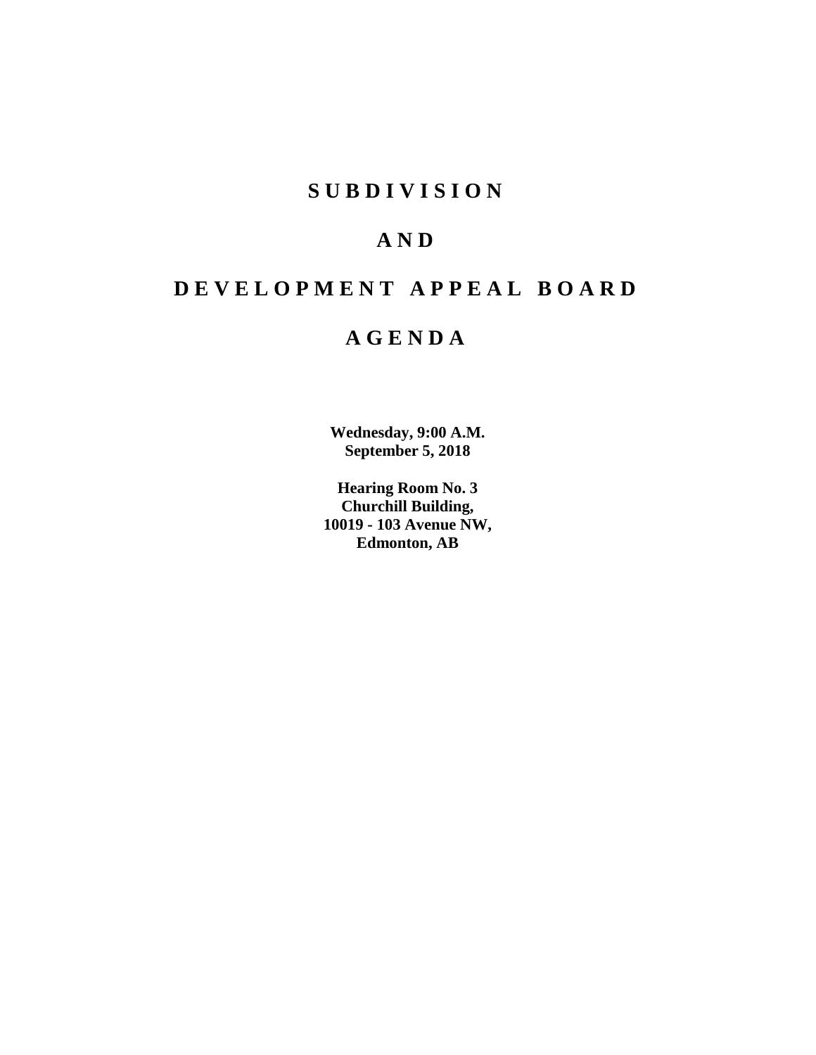# S U B D I V I S I O N

# A N D

# D E V E L O P M E N T  A P P E A L  B O A R D

# A G E N D A

**Wednesday, 9:00 A.M.**
**September 5, 2018**

**Hearing Room No. 3**
**Churchill Building,**
**10019 - 103 Avenue NW,**
**Edmonton, AB**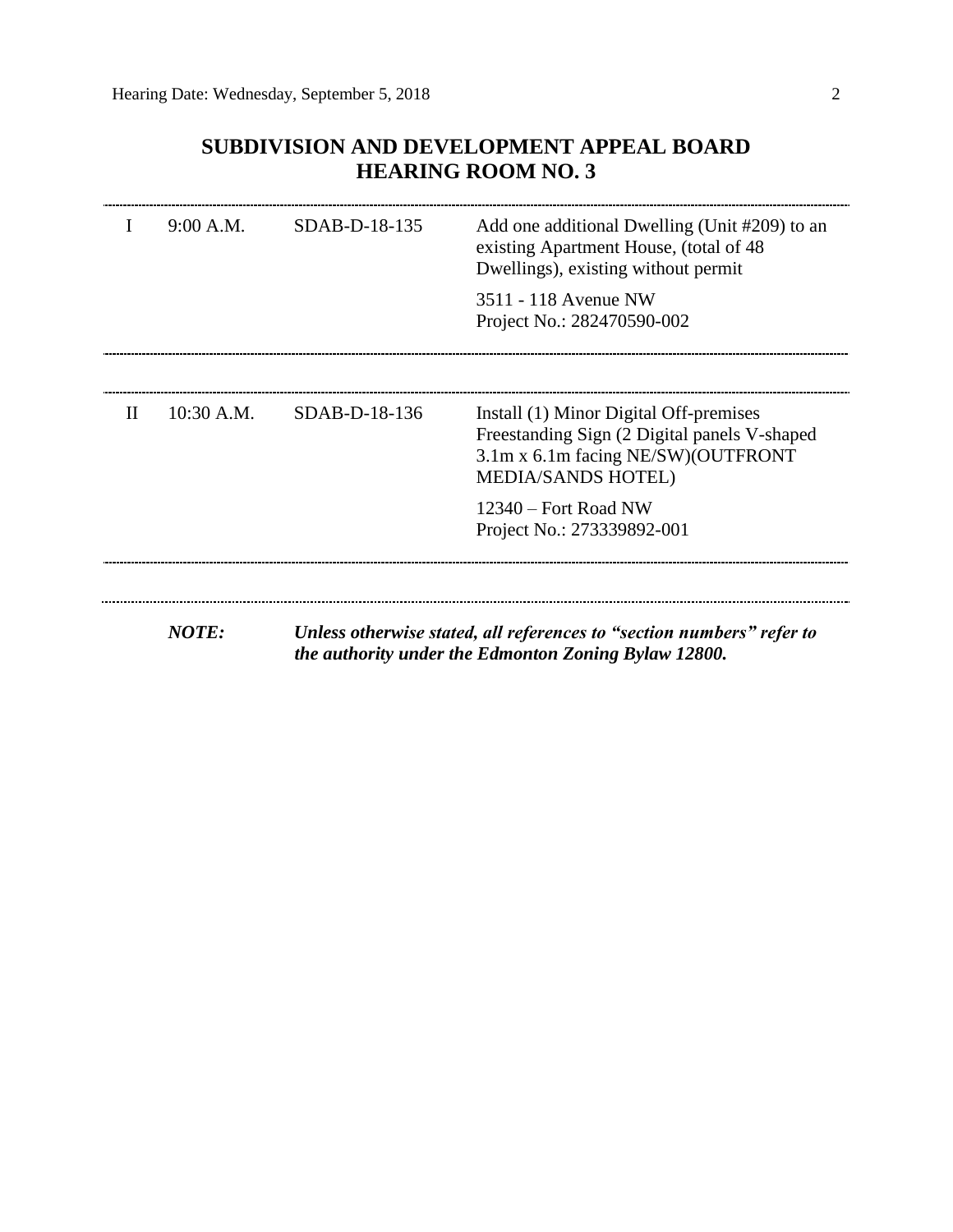## SUBDIVISION AND DEVELOPMENT APPEAL BOARD
## HEARING ROOM NO. 3

| | | | |
|---|---|---|---|
| I | 9:00 A.M. | SDAB-D-18-135 | Add one additional Dwelling (Unit #209) to an existing Apartment House, (total of 48 Dwellings), existing without permit<br><br>3511 - 118 Avenue NW<br>Project No.: 282470590-002 |
| II | 10:30 A.M. | SDAB-D-18-136 | Install (1) Minor Digital Off-premises Freestanding Sign (2 Digital panels V-shaped 3.1m x 6.1m facing NE/SW)(OUTFRONT MEDIA/SANDS HOTEL)<br><br>12340 – Fort Road NW<br>Project No.: 273339892-001 |

***NOTE:*** ***Unless otherwise stated, all references to "section numbers" refer to the authority under the Edmonton Zoning Bylaw 12800.***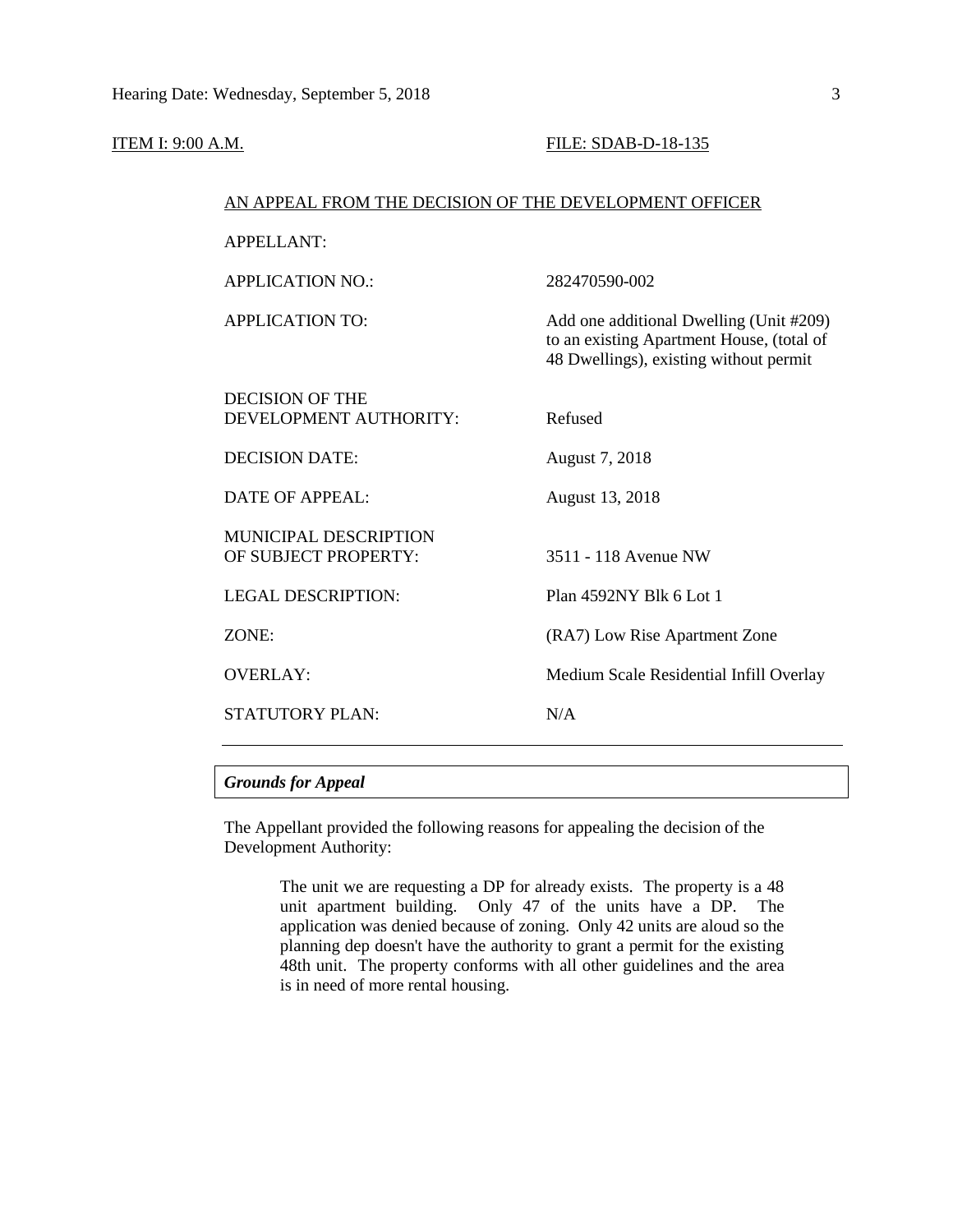ITEM I: 9:00 A.M. FILE: SDAB-D-18-135

AN APPEAL FROM THE DECISION OF THE DEVELOPMENT OFFICER

| | |
|---|---|
| APPELLANT: | |
| APPLICATION NO.: | 282470590-002 |
| APPLICATION TO: | Add one additional Dwelling (Unit #209) to an existing Apartment House, (total of 48 Dwellings), existing without permit |
| DECISION OF THE DEVELOPMENT AUTHORITY: | Refused |
| DECISION DATE: | August 7, 2018 |
| DATE OF APPEAL: | August 13, 2018 |
| MUNICIPAL DESCRIPTION OF SUBJECT PROPERTY: | 3511 - 118 Avenue NW |
| LEGAL DESCRIPTION: | Plan 4592NY Blk 6 Lot 1 |
| ZONE: | (RA7) Low Rise Apartment Zone |
| OVERLAY: | Medium Scale Residential Infill Overlay |
| STATUTORY PLAN: | N/A |

***Grounds for Appeal***

The Appellant provided the following reasons for appealing the decision of the Development Authority:

> The unit we are requesting a DP for already exists. The property is a 48 unit apartment building. Only 47 of the units have a DP. The application was denied because of zoning. Only 42 units are aloud so the planning dep doesn't have the authority to grant a permit for the existing 48th unit. The property conforms with all other guidelines and the area is in need of more rental housing.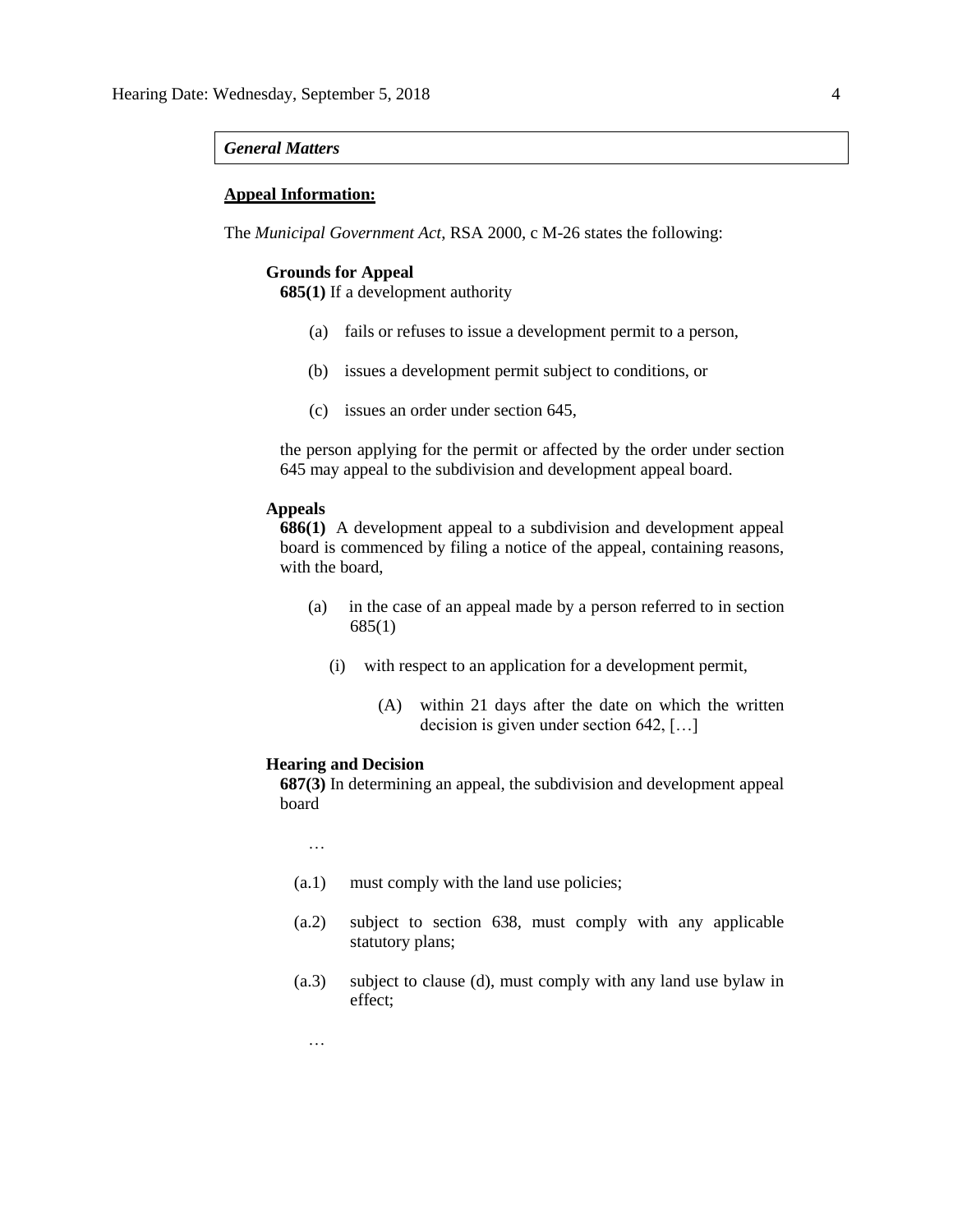***General Matters***

**Appeal Information:**

The *Municipal Government Act*, RSA 2000, c M-26 states the following:

**Grounds for Appeal**

**685(1)** If a development authority

(a) fails or refuses to issue a development permit to a person,

(b) issues a development permit subject to conditions, or

(c) issues an order under section 645,

the person applying for the permit or affected by the order under section 645 may appeal to the subdivision and development appeal board.

**Appeals**

**686(1)** A development appeal to a subdivision and development appeal board is commenced by filing a notice of the appeal, containing reasons, with the board,

(a) in the case of an appeal made by a person referred to in section 685(1)

(i) with respect to an application for a development permit,

(A) within 21 days after the date on which the written decision is given under section 642, […]

**Hearing and Decision**

**687(3)** In determining an appeal, the subdivision and development appeal board

…

(a.1) must comply with the land use policies;

(a.2) subject to section 638, must comply with any applicable statutory plans;

(a.3) subject to clause (d), must comply with any land use bylaw in effect;

…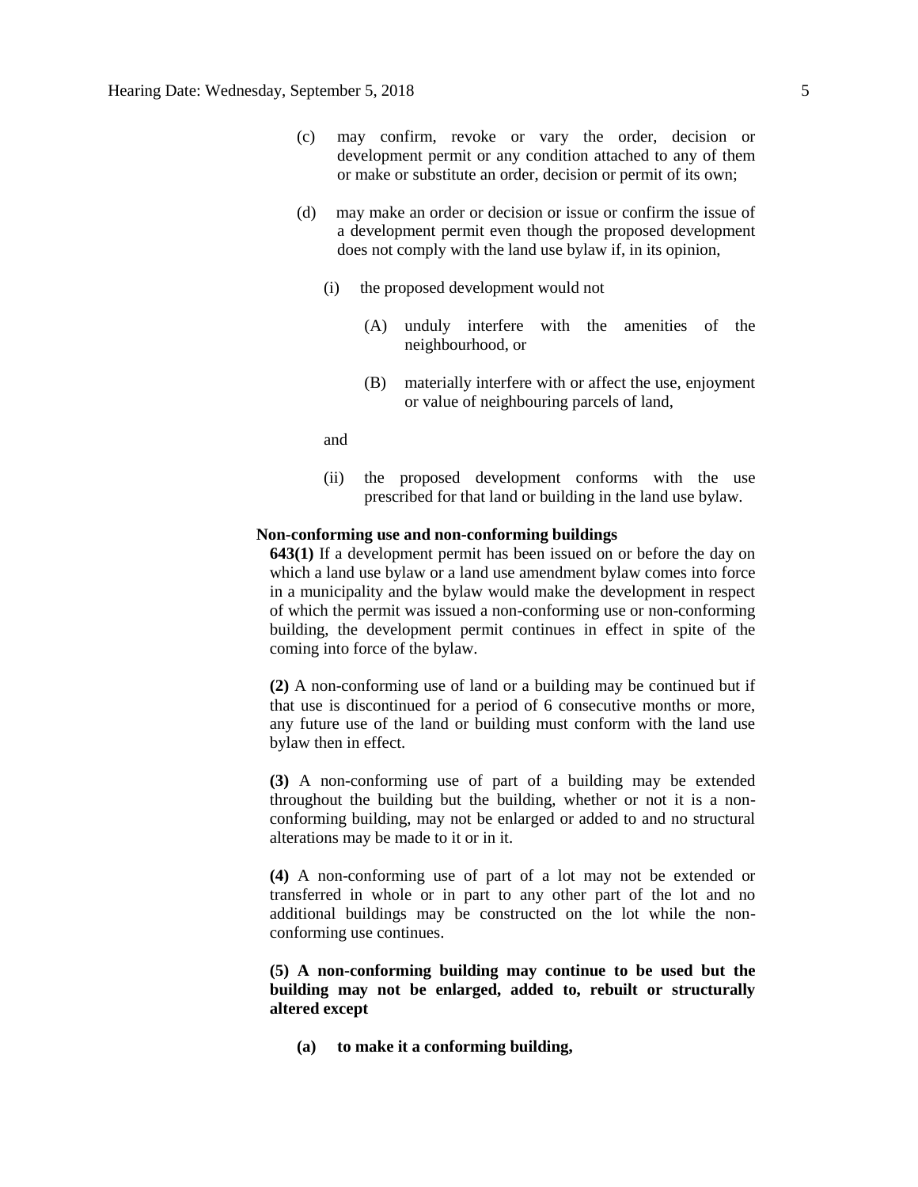(c) may confirm, revoke or vary the order, decision or development permit or any condition attached to any of them or make or substitute an order, decision or permit of its own;

(d) may make an order or decision or issue or confirm the issue of a development permit even though the proposed development does not comply with the land use bylaw if, in its opinion,

(i) the proposed development would not

(A) unduly interfere with the amenities of the neighbourhood, or

(B) materially interfere with or affect the use, enjoyment or value of neighbouring parcels of land,

and

(ii) the proposed development conforms with the use prescribed for that land or building in the land use bylaw.

**Non-conforming use and non-conforming buildings**

**643(1)** If a development permit has been issued on or before the day on which a land use bylaw or a land use amendment bylaw comes into force in a municipality and the bylaw would make the development in respect of which the permit was issued a non-conforming use or non-conforming building, the development permit continues in effect in spite of the coming into force of the bylaw.

**(2)** A non-conforming use of land or a building may be continued but if that use is discontinued for a period of 6 consecutive months or more, any future use of the land or building must conform with the land use bylaw then in effect.

**(3)** A non-conforming use of part of a building may be extended throughout the building but the building, whether or not it is a non-conforming building, may not be enlarged or added to and no structural alterations may be made to it or in it.

**(4)** A non-conforming use of part of a lot may not be extended or transferred in whole or in part to any other part of the lot and no additional buildings may be constructed on the lot while the non-conforming use continues.

**(5) A non-conforming building may continue to be used but the building may not be enlarged, added to, rebuilt or structurally altered except**

**(a) to make it a conforming building,**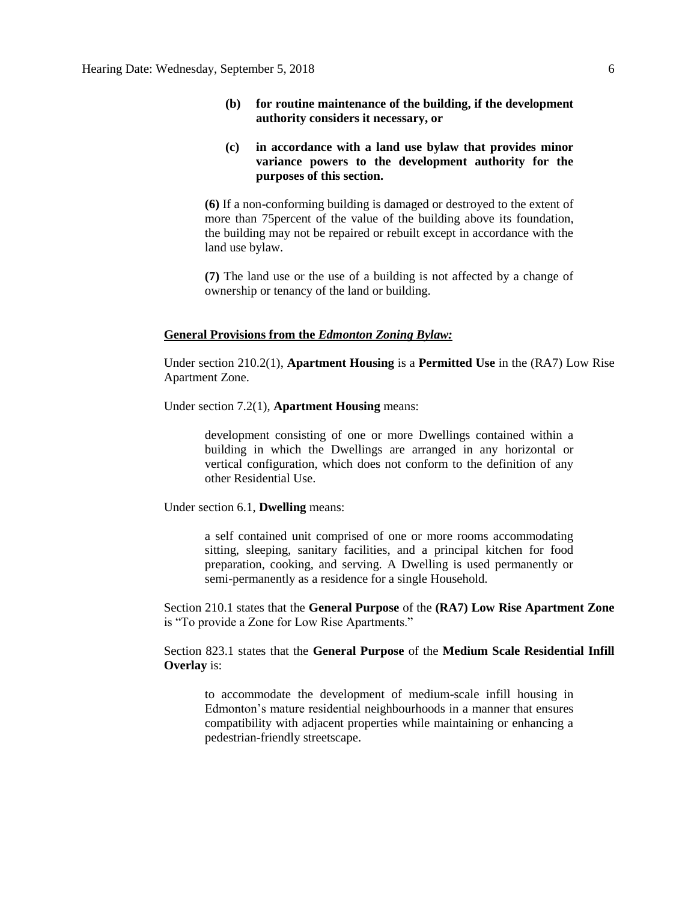**(b) for routine maintenance of the building, if the development authority considers it necessary, or**

**(c) in accordance with a land use bylaw that provides minor variance powers to the development authority for the purposes of this section.**

**(6)** If a non-conforming building is damaged or destroyed to the extent of more than 75percent of the value of the building above its foundation, the building may not be repaired or rebuilt except in accordance with the land use bylaw.

**(7)** The land use or the use of a building is not affected by a change of ownership or tenancy of the land or building.

**General Provisions from the *Edmonton Zoning Bylaw:***

Under section 210.2(1), **Apartment Housing** is a **Permitted Use** in the (RA7) Low Rise Apartment Zone.

Under section 7.2(1), **Apartment Housing** means:

> development consisting of one or more Dwellings contained within a building in which the Dwellings are arranged in any horizontal or vertical configuration, which does not conform to the definition of any other Residential Use.

Under section 6.1, **Dwelling** means:

> a self contained unit comprised of one or more rooms accommodating sitting, sleeping, sanitary facilities, and a principal kitchen for food preparation, cooking, and serving. A Dwelling is used permanently or semi-permanently as a residence for a single Household.

Section 210.1 states that the **General Purpose** of the **(RA7) Low Rise Apartment Zone** is "To provide a Zone for Low Rise Apartments."

Section 823.1 states that the **General Purpose** of the **Medium Scale Residential Infill Overlay** is:

> to accommodate the development of medium-scale infill housing in Edmonton's mature residential neighbourhoods in a manner that ensures compatibility with adjacent properties while maintaining or enhancing a pedestrian-friendly streetscape.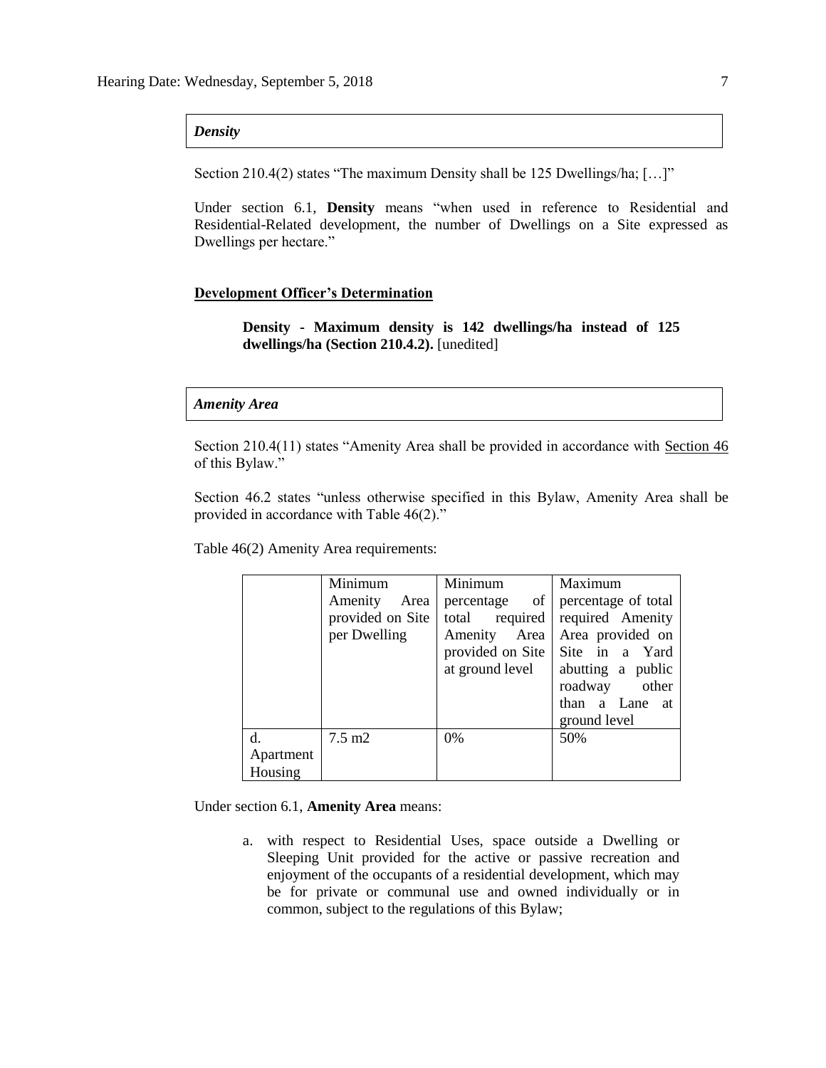*Density*

Section 210.4(2) states "The maximum Density shall be 125 Dwellings/ha; […]"

Under section 6.1, **Density** means "when used in reference to Residential and Residential-Related development, the number of Dwellings on a Site expressed as Dwellings per hectare."

**Development Officer's Determination**

> **Density - Maximum density is 142 dwellings/ha instead of 125 dwellings/ha (Section 210.4.2).** [unedited]

*Amenity Area*

Section 210.4(11) states "Amenity Area shall be provided in accordance with Section 46 of this Bylaw."

Section 46.2 states "unless otherwise specified in this Bylaw, Amenity Area shall be provided in accordance with Table 46(2)."

Table 46(2) Amenity Area requirements:

| | Minimum Amenity Area provided on Site per Dwelling | Minimum percentage of total required Amenity Area provided on Site at ground level | Maximum percentage of total required Amenity Area provided on Site in a Yard abutting a public roadway other than a Lane at ground level |
|---|---|---|---|
| d. Apartment Housing | 7.5 m2 | 0% | 50% |

Under section 6.1, **Amenity Area** means:

a. with respect to Residential Uses, space outside a Dwelling or Sleeping Unit provided for the active or passive recreation and enjoyment of the occupants of a residential development, which may be for private or communal use and owned individually or in common, subject to the regulations of this Bylaw;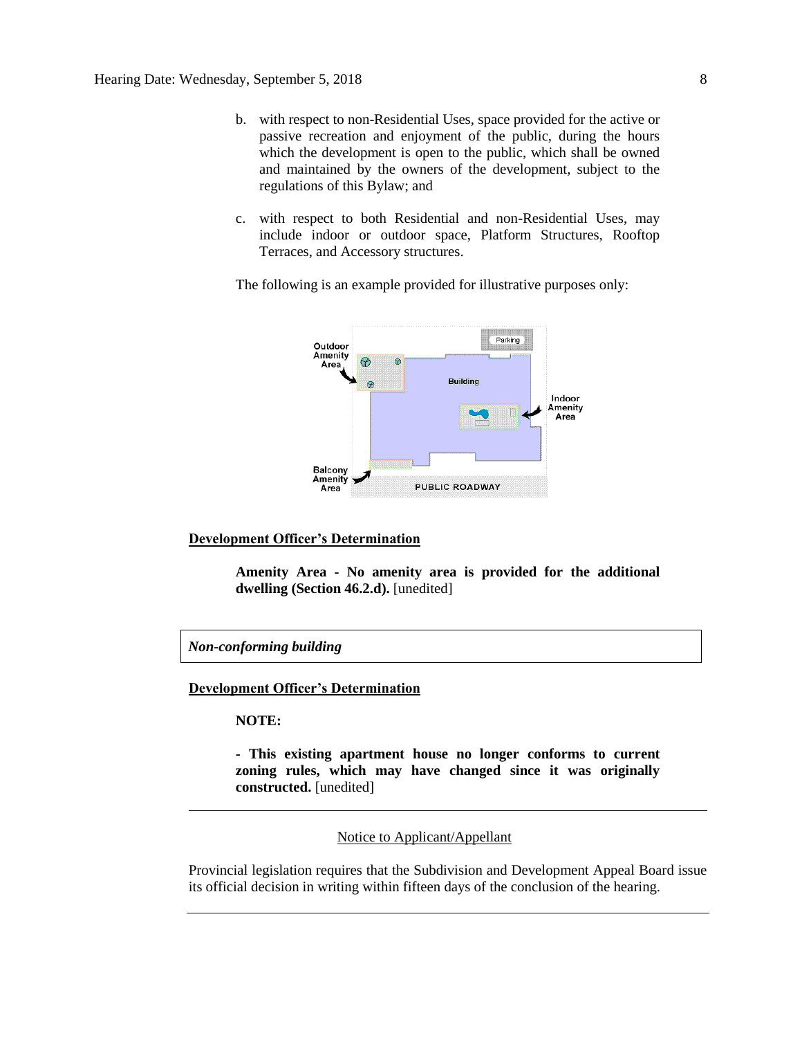b. with respect to non-Residential Uses, space provided for the active or passive recreation and enjoyment of the public, during the hours which the development is open to the public, which shall be owned and maintained by the owners of the development, subject to the regulations of this Bylaw; and

c. with respect to both Residential and non-Residential Uses, may include indoor or outdoor space, Platform Structures, Rooftop Terraces, and Accessory structures.

The following is an example provided for illustrative purposes only:

Outdoor Amenity Area

Parking

Building

Indoor Amenity Area

Balcony Amenity Area

PUBLIC ROADWAY

**Development Officer's Determination**

**Amenity Area - No amenity area is provided for the additional dwelling (Section 46.2.d).** [unedited]

***Non-conforming building***

**Development Officer's Determination**

**NOTE:**

**- This existing apartment house no longer conforms to current zoning rules, which may have changed since it was originally constructed.** [unedited]

---

Notice to Applicant/Appellant

Provincial legislation requires that the Subdivision and Development Appeal Board issue its official decision in writing within fifteen days of the conclusion of the hearing.

---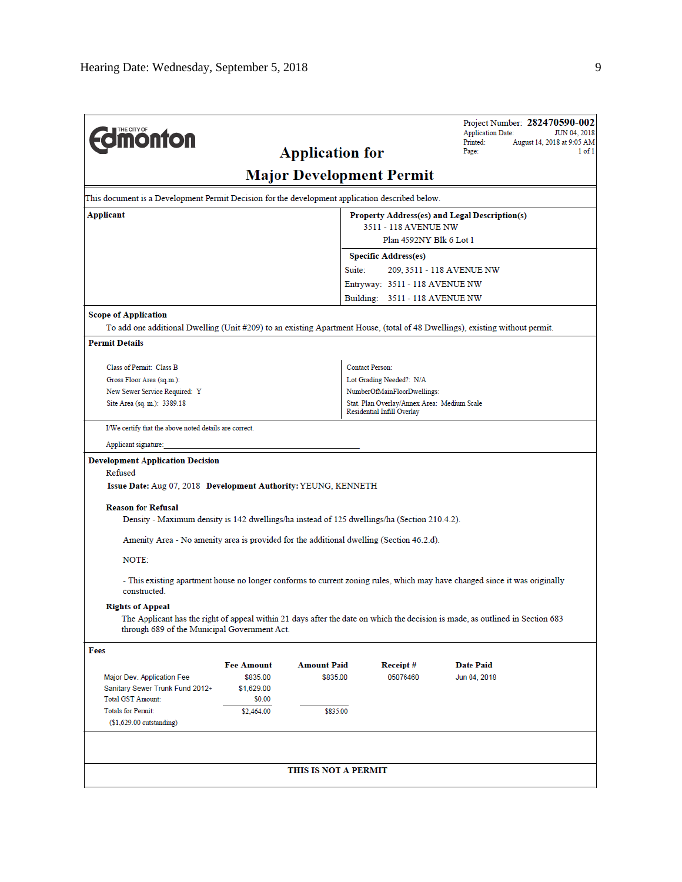**THE CITY OF Edmonton**

# Application for Major Development Permit

Project Number: **282470590-002**
Application Date: JUN 04, 2018
Printed: August 14, 2018 at 9:05 AM
Page: 1 of 1

This document is a Development Permit Decision for the development application described below.

| **Applicant** | **Property Address(es) and Legal Description(s)** |
|---|---|
| | 3511 - 118 AVENUE NW<br>Plan 4592NY Blk 6 Lot 1 |
| | **Specific Address(es)**<br>Suite: 209, 3511 - 118 AVENUE NW<br>Entryway: 3511 - 118 AVENUE NW<br>Building: 3511 - 118 AVENUE NW |

**Scope of Application**

To add one additional Dwelling (Unit #209) to an existing Apartment House, (total of 48 Dwellings), existing without permit.

**Permit Details**

| | |
|---|---|
| Class of Permit: Class B | Contact Person: |
| Gross Floor Area (sq.m.): | Lot Grading Needed?: N/A |
| New Sewer Service Required: Y | NumberOfMainFloorDwellings: |
| Site Area (sq. m.): 3389.18 | Stat. Plan Overlay/Annex Area: Medium Scale Residential Infill Overlay |

I/We certify that the above noted details are correct.

Applicant signature:_______________________________

**Development Application Decision**

Refused

**Issue Date:** Aug 07, 2018 **Development Authority:** YEUNG, KENNETH

**Reason for Refusal**

Density - Maximum density is 142 dwellings/ha instead of 125 dwellings/ha (Section 210.4.2).

Amenity Area - No amenity area is provided for the additional dwelling (Section 46.2.d).

NOTE:

- This existing apartment house no longer conforms to current zoning rules, which may have changed since it was originally constructed.

**Rights of Appeal**

The Applicant has the right of appeal within 21 days after the date on which the decision is made, as outlined in Section 683 through 689 of the Municipal Government Act.

**Fees**

| | Fee Amount | Amount Paid | Receipt # | Date Paid |
|---|---|---|---|---|
| Major Dev. Application Fee | $835.00 | $835.00 | 05076460 | Jun 04, 2018 |
| Sanitary Sewer Trunk Fund 2012+ | $1,629.00 | | | |
| Total GST Amount: | $0.00 | | | |
| Totals for Permit: | $2,464.00 | $835.00 | | |
| ($1,629.00 outstanding) | | | | |

**THIS IS NOT A PERMIT**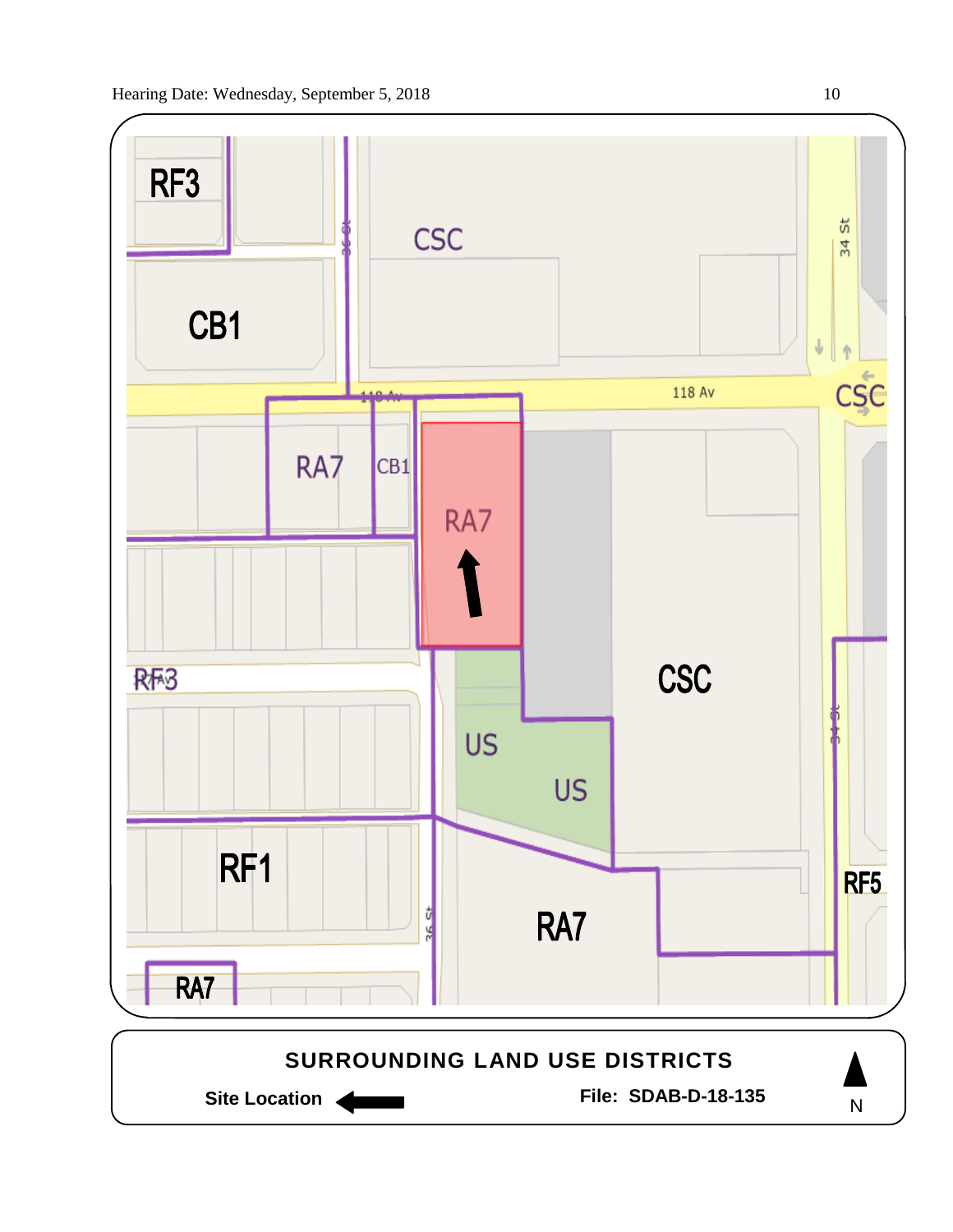Hearing Date: Wednesday, September 5, 2018

RF3

CB1

CSC

36 St

118 Av

34 St

CSC

RA7

CB1

RA7

RF3

CSC

US

US

RF1

RA7

RF5

RA7

**SURROUNDING LAND USE DISTRICTS**

**Site Location**

**File: SDAB-D-18-135**

N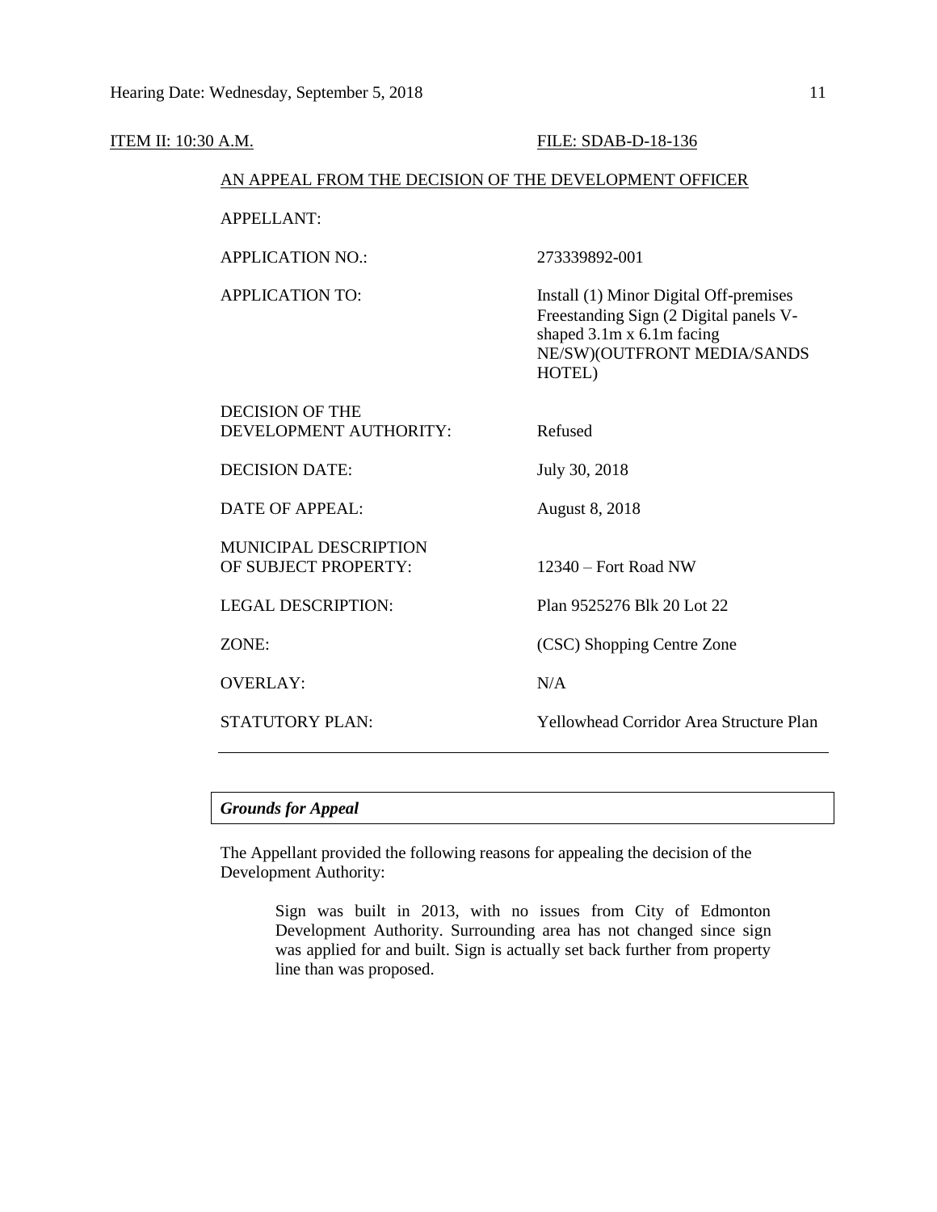ITEM II: 10:30 A.M. FILE: SDAB-D-18-136

AN APPEAL FROM THE DECISION OF THE DEVELOPMENT OFFICER

| | |
|---|---|
| APPELLANT: | |
| APPLICATION NO.: | 273339892-001 |
| APPLICATION TO: | Install (1) Minor Digital Off-premises Freestanding Sign (2 Digital panels V-shaped 3.1m x 6.1m facing NE/SW)(OUTFRONT MEDIA/SANDS HOTEL) |
| DECISION OF THE DEVELOPMENT AUTHORITY: | Refused |
| DECISION DATE: | July 30, 2018 |
| DATE OF APPEAL: | August 8, 2018 |
| MUNICIPAL DESCRIPTION OF SUBJECT PROPERTY: | 12340 – Fort Road NW |
| LEGAL DESCRIPTION: | Plan 9525276 Blk 20 Lot 22 |
| ZONE: | (CSC) Shopping Centre Zone |
| OVERLAY: | N/A |
| STATUTORY PLAN: | Yellowhead Corridor Area Structure Plan |

### *Grounds for Appeal*

The Appellant provided the following reasons for appealing the decision of the Development Authority:

> Sign was built in 2013, with no issues from City of Edmonton Development Authority. Surrounding area has not changed since sign was applied for and built. Sign is actually set back further from property line than was proposed.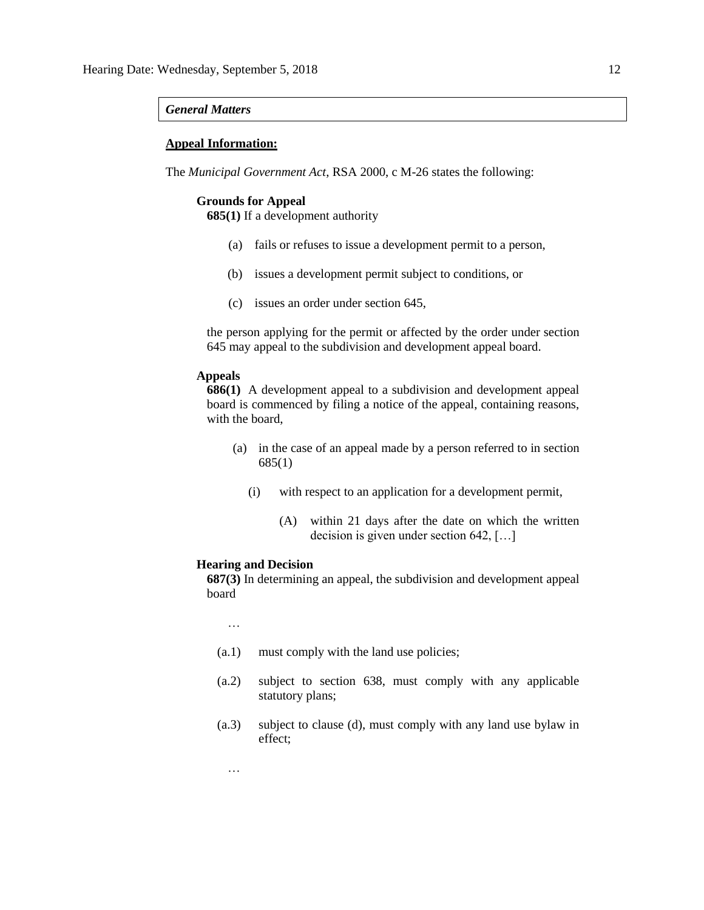***General Matters***

**Appeal Information:**

The *Municipal Government Act*, RSA 2000, c M-26 states the following:

**Grounds for Appeal**

**685(1)** If a development authority

(a) fails or refuses to issue a development permit to a person,

(b) issues a development permit subject to conditions, or

(c) issues an order under section 645,

the person applying for the permit or affected by the order under section 645 may appeal to the subdivision and development appeal board.

**Appeals**

**686(1)** A development appeal to a subdivision and development appeal board is commenced by filing a notice of the appeal, containing reasons, with the board,

(a) in the case of an appeal made by a person referred to in section 685(1)

(i) with respect to an application for a development permit,

(A) within 21 days after the date on which the written decision is given under section 642, […]

**Hearing and Decision**

**687(3)** In determining an appeal, the subdivision and development appeal board

…

(a.1) must comply with the land use policies;

(a.2) subject to section 638, must comply with any applicable statutory plans;

(a.3) subject to clause (d), must comply with any land use bylaw in effect;

…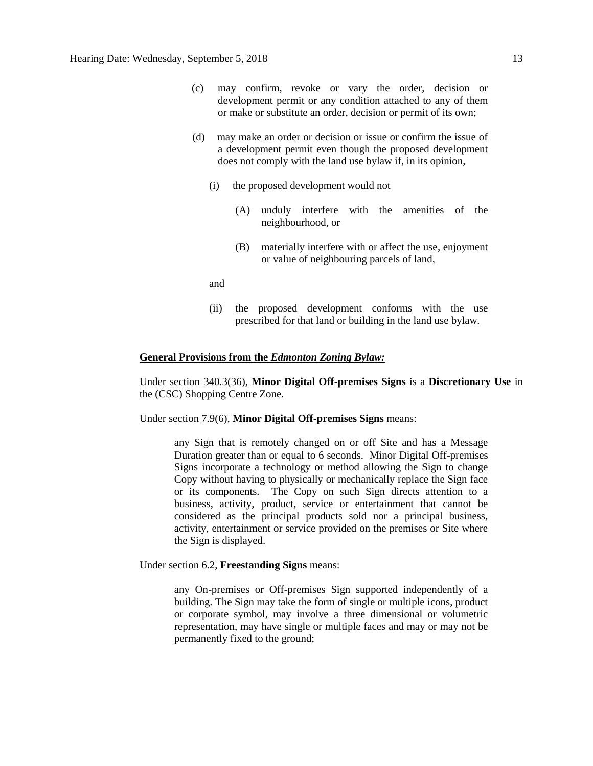(c) may confirm, revoke or vary the order, decision or development permit or any condition attached to any of them or make or substitute an order, decision or permit of its own;

(d) may make an order or decision or issue or confirm the issue of a development permit even though the proposed development does not comply with the land use bylaw if, in its opinion,

(i) the proposed development would not

(A) unduly interfere with the amenities of the neighbourhood, or

(B) materially interfere with or affect the use, enjoyment or value of neighbouring parcels of land,

and

(ii) the proposed development conforms with the use prescribed for that land or building in the land use bylaw.

**General Provisions from the *Edmonton Zoning Bylaw:***

Under section 340.3(36), **Minor Digital Off-premises Signs** is a **Discretionary Use** in the (CSC) Shopping Centre Zone.

Under section 7.9(6), **Minor Digital Off-premises Signs** means:

> any Sign that is remotely changed on or off Site and has a Message Duration greater than or equal to 6 seconds. Minor Digital Off-premises Signs incorporate a technology or method allowing the Sign to change Copy without having to physically or mechanically replace the Sign face or its components. The Copy on such Sign directs attention to a business, activity, product, service or entertainment that cannot be considered as the principal products sold nor a principal business, activity, entertainment or service provided on the premises or Site where the Sign is displayed.

Under section 6.2, **Freestanding Signs** means:

> any On-premises or Off-premises Sign supported independently of a building. The Sign may take the form of single or multiple icons, product or corporate symbol, may involve a three dimensional or volumetric representation, may have single or multiple faces and may or may not be permanently fixed to the ground;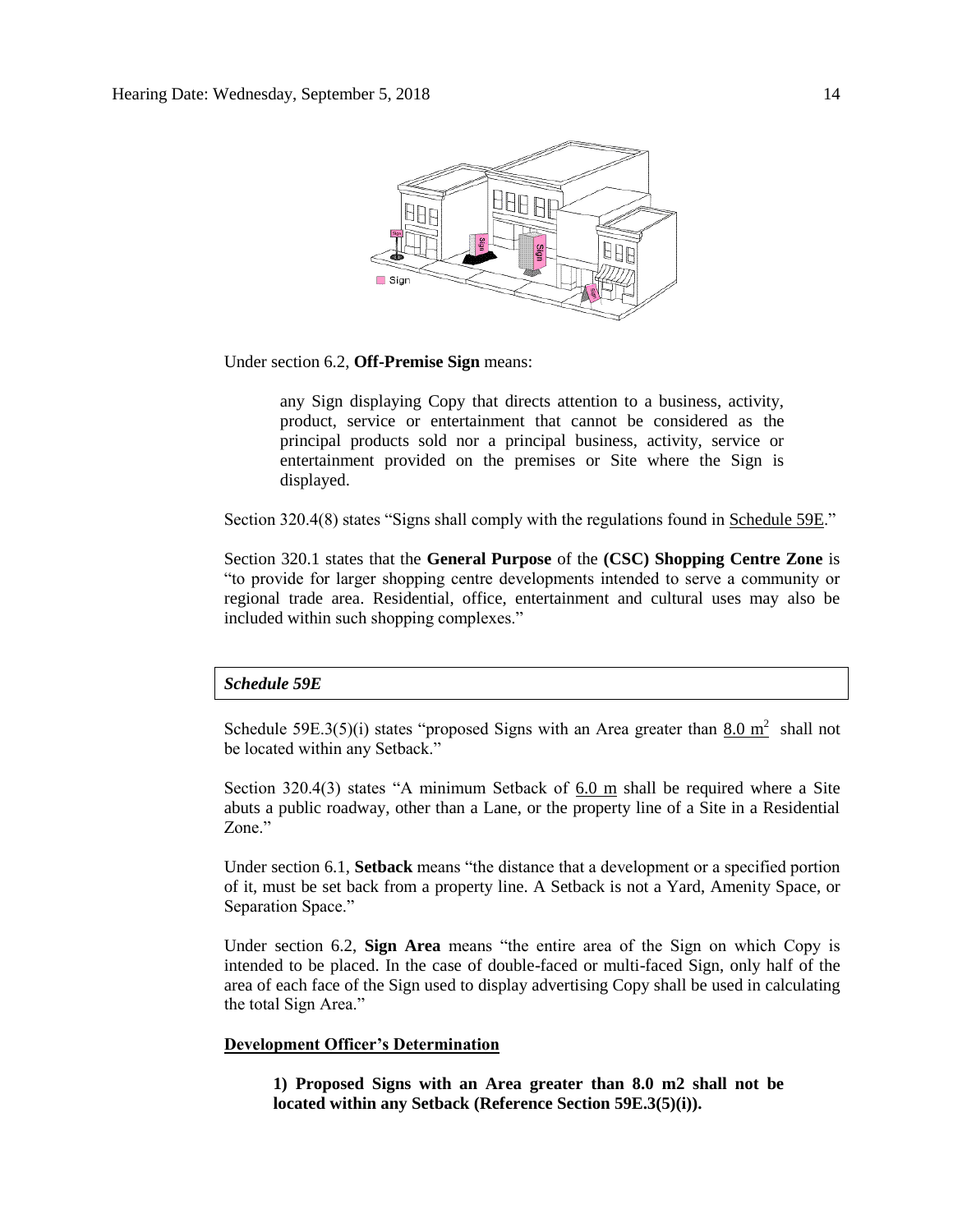Under section 6.2, **Off-Premise Sign** means:

> any Sign displaying Copy that directs attention to a business, activity, product, service or entertainment that cannot be considered as the principal products sold nor a principal business, activity, service or entertainment provided on the premises or Site where the Sign is displayed.

Section 320.4(8) states "Signs shall comply with the regulations found in Schedule 59E."

Section 320.1 states that the **General Purpose** of the **(CSC) Shopping Centre Zone** is "to provide for larger shopping centre developments intended to serve a community or regional trade area. Residential, office, entertainment and cultural uses may also be included within such shopping complexes."

***Schedule 59E***

Schedule 59E.3(5)(i) states "proposed Signs with an Area greater than 8.0 $m^2$ shall not be located within any Setback."

Section 320.4(3) states "A minimum Setback of 6.0 m shall be required where a Site abuts a public roadway, other than a Lane, or the property line of a Site in a Residential Zone."

Under section 6.1, **Setback** means "the distance that a development or a specified portion of it, must be set back from a property line. A Setback is not a Yard, Amenity Space, or Separation Space."

Under section 6.2, **Sign Area** means "the entire area of the Sign on which Copy is intended to be placed. In the case of double-faced or multi-faced Sign, only half of the area of each face of the Sign used to display advertising Copy shall be used in calculating the total Sign Area."

**Development Officer's Determination**

> **1) Proposed Signs with an Area greater than 8.0 m2 shall not be located within any Setback (Reference Section 59E.3(5)(i)).**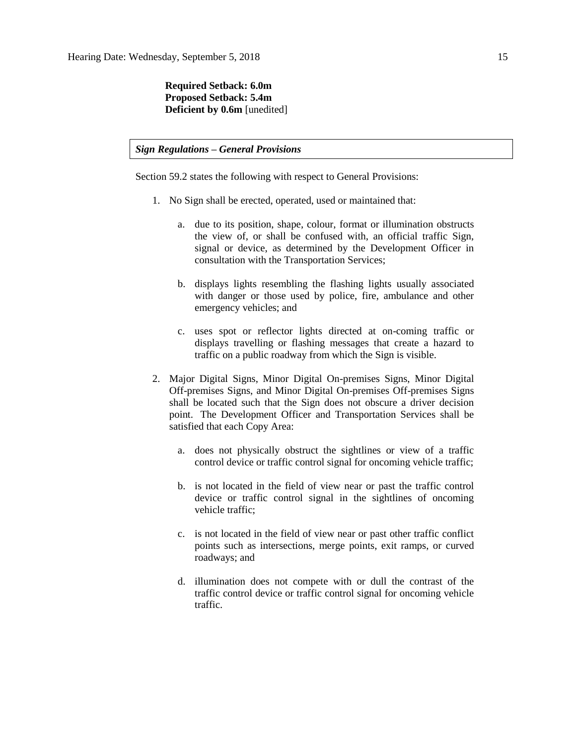**Required Setback: 6.0m**
**Proposed Setback: 5.4m**
**Deficient by 0.6m** [unedited]

***Sign Regulations – General Provisions***

Section 59.2 states the following with respect to General Provisions:

1. No Sign shall be erected, operated, used or maintained that:

    a. due to its position, shape, colour, format or illumination obstructs the view of, or shall be confused with, an official traffic Sign, signal or device, as determined by the Development Officer in consultation with the Transportation Services;

    b. displays lights resembling the flashing lights usually associated with danger or those used by police, fire, ambulance and other emergency vehicles; and

    c. uses spot or reflector lights directed at on-coming traffic or displays travelling or flashing messages that create a hazard to traffic on a public roadway from which the Sign is visible.

2. Major Digital Signs, Minor Digital On-premises Signs, Minor Digital Off-premises Signs, and Minor Digital On-premises Off-premises Signs shall be located such that the Sign does not obscure a driver decision point. The Development Officer and Transportation Services shall be satisfied that each Copy Area:

    a. does not physically obstruct the sightlines or view of a traffic control device or traffic control signal for oncoming vehicle traffic;

    b. is not located in the field of view near or past the traffic control device or traffic control signal in the sightlines of oncoming vehicle traffic;

    c. is not located in the field of view near or past other traffic conflict points such as intersections, merge points, exit ramps, or curved roadways; and

    d. illumination does not compete with or dull the contrast of the traffic control device or traffic control signal for oncoming vehicle traffic.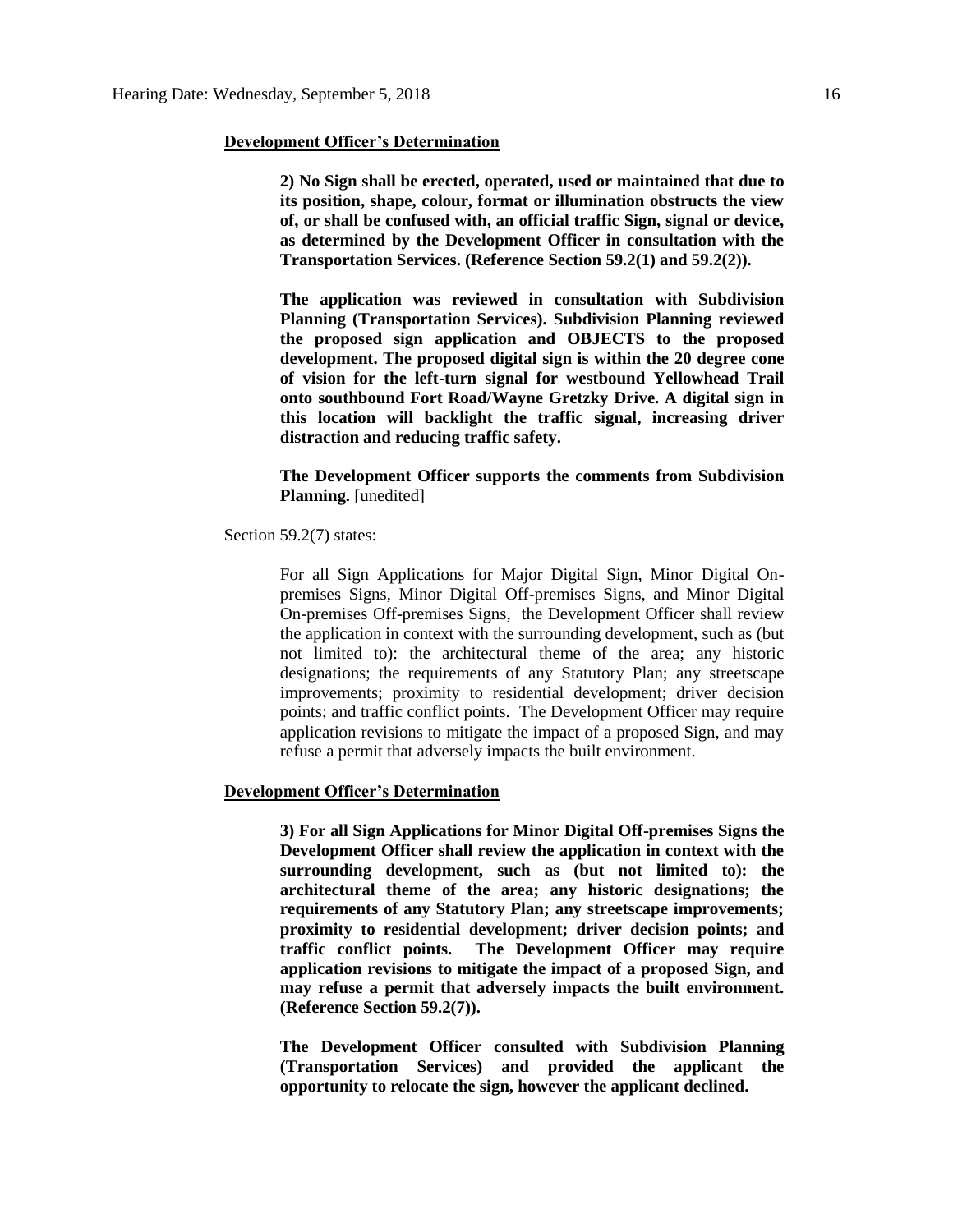**Development Officer's Determination**

> **2) No Sign shall be erected, operated, used or maintained that due to its position, shape, colour, format or illumination obstructs the view of, or shall be confused with, an official traffic Sign, signal or device, as determined by the Development Officer in consultation with the Transportation Services. (Reference Section 59.2(1) and 59.2(2)).**
>
> **The application was reviewed in consultation with Subdivision Planning (Transportation Services). Subdivision Planning reviewed the proposed sign application and OBJECTS to the proposed development. The proposed digital sign is within the 20 degree cone of vision for the left-turn signal for westbound Yellowhead Trail onto southbound Fort Road/Wayne Gretzky Drive. A digital sign in this location will backlight the traffic signal, increasing driver distraction and reducing traffic safety.**
>
> **The Development Officer supports the comments from Subdivision Planning.** [unedited]

Section 59.2(7) states:

> For all Sign Applications for Major Digital Sign, Minor Digital On-premises Signs, Minor Digital Off-premises Signs, and Minor Digital On-premises Off-premises Signs, the Development Officer shall review the application in context with the surrounding development, such as (but not limited to): the architectural theme of the area; any historic designations; the requirements of any Statutory Plan; any streetscape improvements; proximity to residential development; driver decision points; and traffic conflict points. The Development Officer may require application revisions to mitigate the impact of a proposed Sign, and may refuse a permit that adversely impacts the built environment.

**Development Officer's Determination**

> **3) For all Sign Applications for Minor Digital Off-premises Signs the Development Officer shall review the application in context with the surrounding development, such as (but not limited to): the architectural theme of the area; any historic designations; the requirements of any Statutory Plan; any streetscape improvements; proximity to residential development; driver decision points; and traffic conflict points. The Development Officer may require application revisions to mitigate the impact of a proposed Sign, and may refuse a permit that adversely impacts the built environment. (Reference Section 59.2(7)).**
>
> **The Development Officer consulted with Subdivision Planning (Transportation Services) and provided the applicant the opportunity to relocate the sign, however the applicant declined.**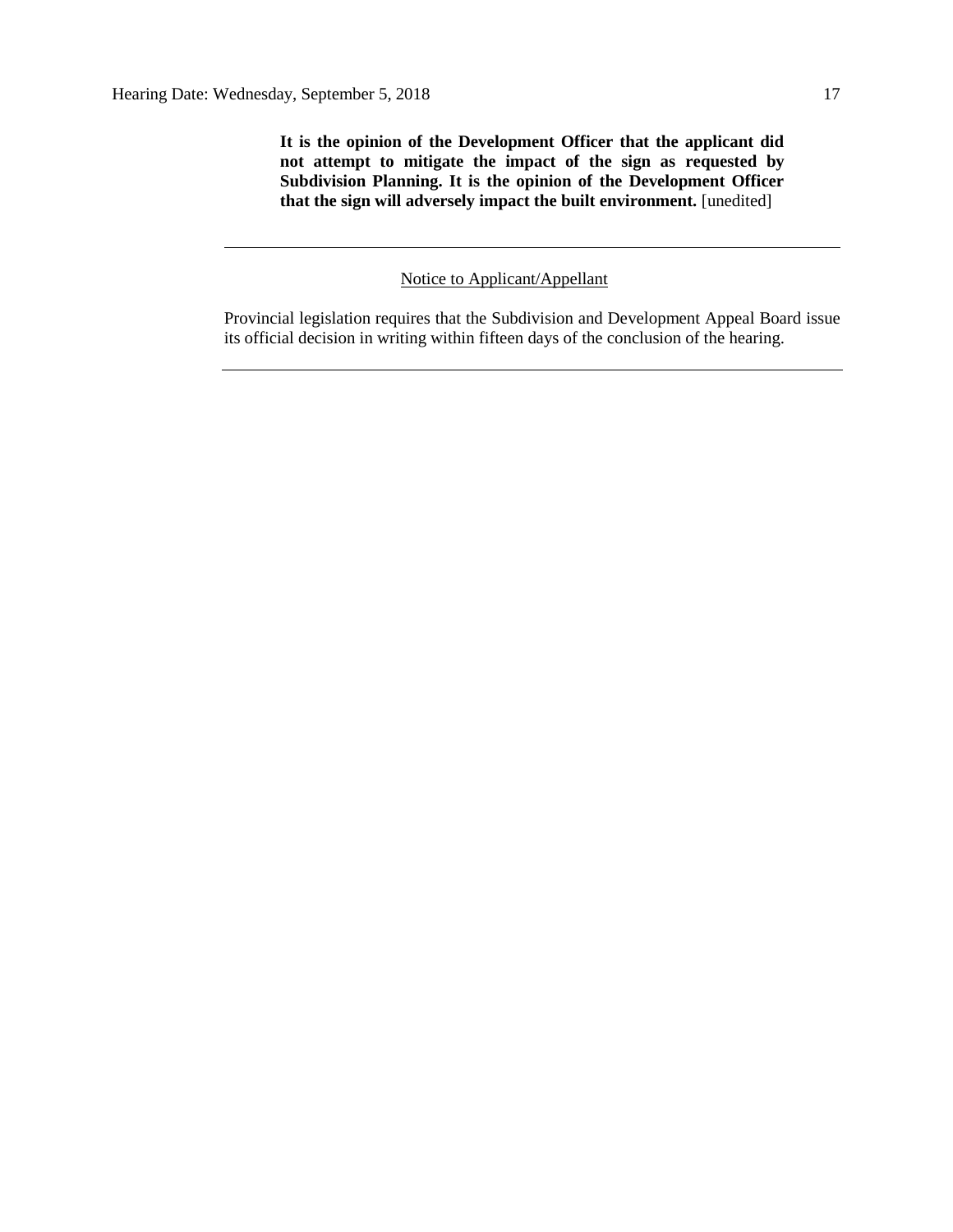**It is the opinion of the Development Officer that the applicant did not attempt to mitigate the impact of the sign as requested by Subdivision Planning. It is the opinion of the Development Officer that the sign will adversely impact the built environment.** [unedited]

---

Notice to Applicant/Appellant

Provincial legislation requires that the Subdivision and Development Appeal Board issue its official decision in writing within fifteen days of the conclusion of the hearing.

---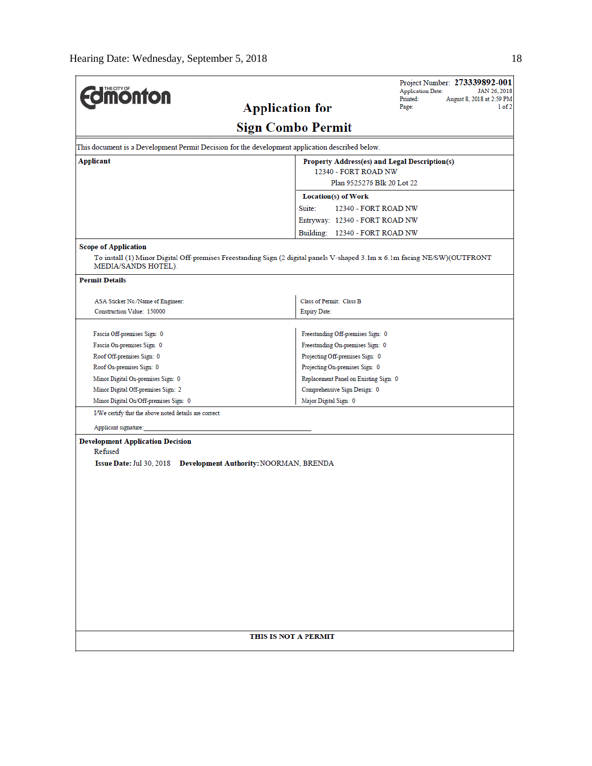**THE CITY OF Edmonton**

# Application for Sign Combo Permit

Project Number: **273339892-001**
Application Date: JAN 26, 2018
Printed: August 8, 2018 at 2:59 PM
Page: 1 of 2

This document is a Development Permit Decision for the development application described below.

| **Applicant** | **Property Address(es) and Legal Description(s)** |
|---|---|
| | 12340 - FORT ROAD NW<br>Plan 9525276 Blk 20 Lot 22 |
| | **Location(s) of Work** |
| | Suite: 12340 - FORT ROAD NW<br>Entryway: 12340 - FORT ROAD NW<br>Building: 12340 - FORT ROAD NW |

**Scope of Application**

To install (1) Minor Digital Off-premises Freestanding Sign (2 digital panels V-shaped 3.1m x 6.1m facing NE/SW)(OUTFRONT MEDIA/SANDS HOTEL).

**Permit Details**

| | |
|---|---|
| ASA Sticker No./Name of Engineer: | Class of Permit: Class B |
| Construction Value: 150000 | Expiry Date: |

| | |
|---|---|
| Fascia Off-premises Sign: 0 | Freestanding Off-premises Sign: 0 |
| Fascia On-premises Sign: 0 | Freestanding On-premises Sign: 0 |
| Roof Off-premises Sign: 0 | Projecting Off-premises Sign: 0 |
| Roof On-premises Sign: 0 | Projecting On-premises Sign: 0 |
| Minor Digital On-premises Sign: 0 | Replacement Panel on Existing Sign: 0 |
| Minor Digital Off-premises Sign: 2 | Comprehensive Sign Design: 0 |
| Minor Digital On/Off-premises Sign: 0 | Major Digital Sign: 0 |

I/We certify that the above noted details are correct.

Applicant signature: ______________________________

**Development Application Decision**

Refused

**Issue Date:** Jul 30, 2018 **Development Authority:** NOORMAN, BRENDA

**THIS IS NOT A PERMIT**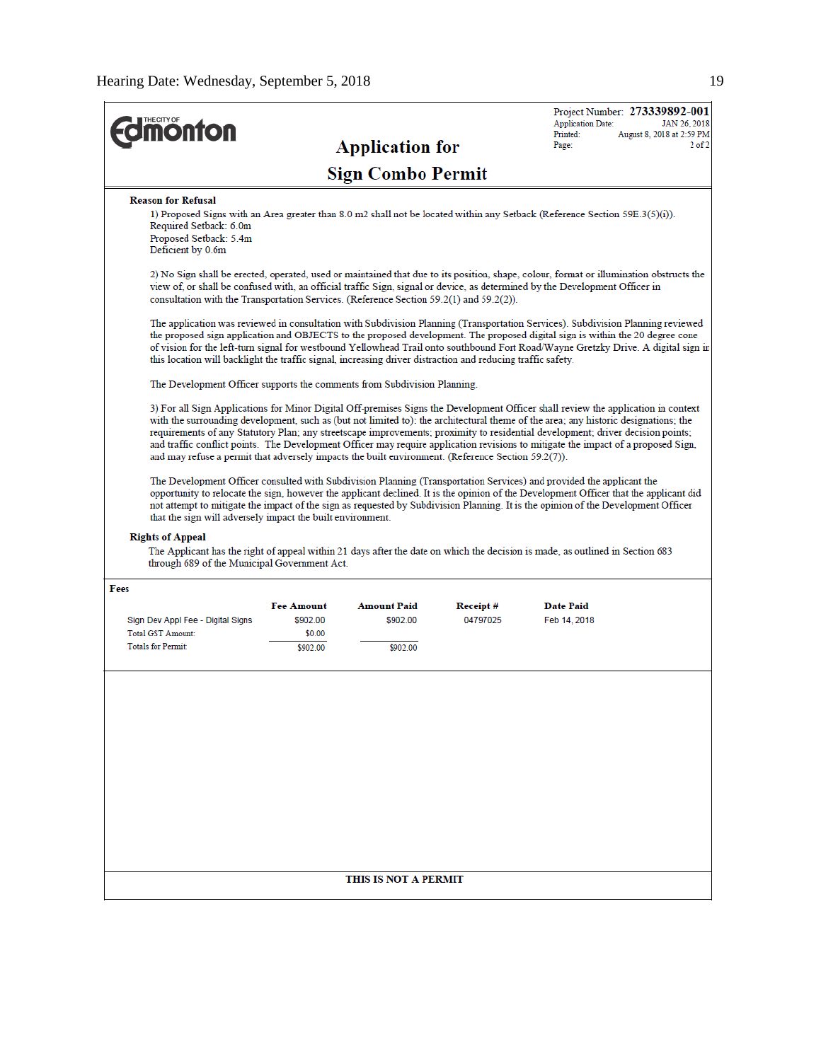Project Number: **273339892-001**
Application Date: JAN 26, 2018
Printed: August 8, 2018 at 2:59 PM

# Application for Sign Combo Permit

**Reason for Refusal**

1) Proposed Signs with an Area greater than 8.0 m2 shall not be located within any Setback (Reference Section 59E.3(5)(i)).
Required Setback: 6.0m
Proposed Setback: 5.4m
Deficient by 0.6m

2) No Sign shall be erected, operated, used or maintained that due to its position, shape, colour, format or illumination obstructs the view of, or shall be confused with, an official traffic Sign, signal or device, as determined by the Development Officer in consultation with the Transportation Services. (Reference Section 59.2(1) and 59.2(2)).

The application was reviewed in consultation with Subdivision Planning (Transportation Services). Subdivision Planning reviewed the proposed sign application and OBJECTS to the proposed development. The proposed digital sign is within the 20 degree cone of vision for the left-turn signal for westbound Yellowhead Trail onto southbound Fort Road/Wayne Gretzky Drive. A digital sign in this location will backlight the traffic signal, increasing driver distraction and reducing traffic safety.

The Development Officer supports the comments from Subdivision Planning.

3) For all Sign Applications for Minor Digital Off-premises Signs the Development Officer shall review the application in context with the surrounding development, such as (but not limited to): the architectural theme of the area; any historic designations; the requirements of any Statutory Plan; any streetscape improvements; proximity to residential development; driver decision points; and traffic conflict points. The Development Officer may require application revisions to mitigate the impact of a proposed Sign, and may refuse a permit that adversely impacts the built environment. (Reference Section 59.2(7)).

The Development Officer consulted with Subdivision Planning (Transportation Services) and provided the applicant the opportunity to relocate the sign, however the applicant declined. It is the opinion of the Development Officer that the applicant did not attempt to mitigate the impact of the sign as requested by Subdivision Planning. It is the opinion of the Development Officer that the sign will adversely impact the built environment.

**Rights of Appeal**

The Applicant has the right of appeal within 21 days after the date on which the decision is made, as outlined in Section 683 through 689 of the Municipal Government Act.

**Fees**

| | Fee Amount | Amount Paid | Receipt # | Date Paid |
|---|---|---|---|---|
| Sign Dev Appl Fee - Digital Signs | $902.00 | $902.00 | 04797025 | Feb 14, 2018 |
| Total GST Amount: | $0.00 | | | |
| Totals for Permit: | $902.00 | $902.00 | | |

**THIS IS NOT A PERMIT**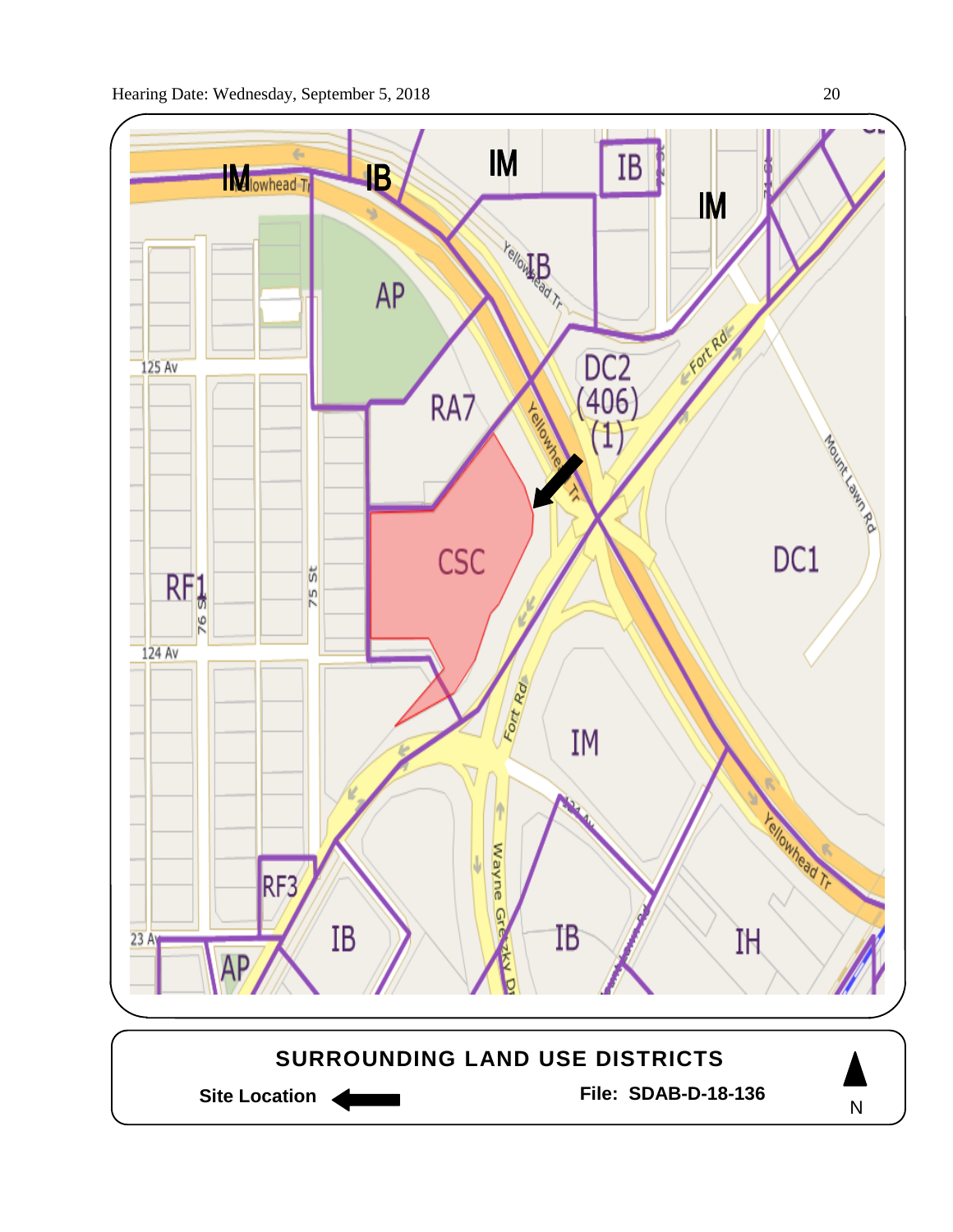IM

IB

IM

IB

IM

Yellowhead Tr

IB

AP

125 Av

RA7

DC2
(406)
(1)

Fort Rd

Mount Lawn Rd

Yellowhead Tr

CSC

DC1

RF1

76 St

75 St

124 Av

Fort Rd

IM

121 Av

Wayne Gretzky Dr

Yellowhead Tr

RF3

IB

IB

IH

23 Av

AP

**SURROUNDING LAND USE DISTRICTS**

**Site Location**

**File: SDAB-D-18-136**

N